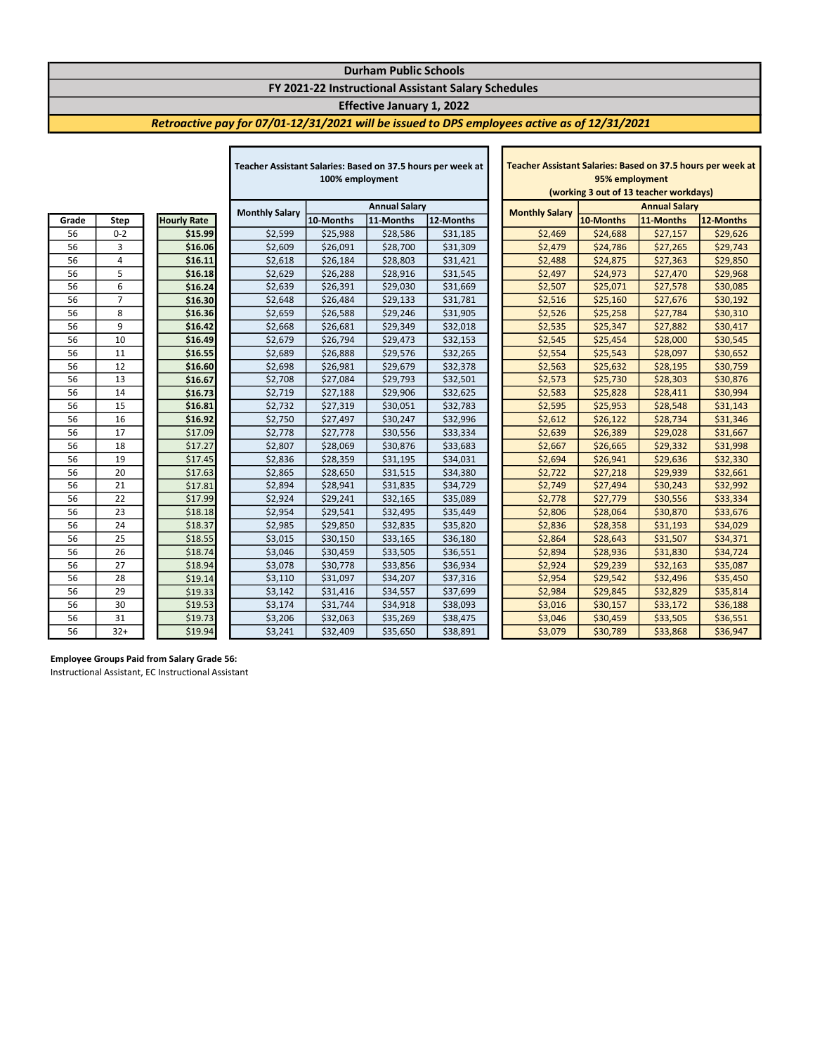# Durham Public Schools

## FY 2021-22 Instructional Assistant Salary Schedules

### Effective January 1, 2022

***Retroactive pay for 07/01-12/31/2021 will be issued to DPS employees active as of 12/31/2021***

| Grade | Step | Hourly Rate | Teacher Assistant Salaries: Based on 37.5 hours per week at 100% employment | | | | Teacher Assistant Salaries: Based on 37.5 hours per week at 95% employment (working 3 out of 13 teacher workdays) | | | |
|---|---|---|---|---|---|---|---|---|---|---|
| | | | Monthly Salary | Annual Salary | | | Monthly Salary | Annual Salary | | |
| | | | | 10-Months | 11-Months | 12-Months | | 10-Months | 11-Months | 12-Months |
| 56 | 0-2 | **$15.99** | $2,599 | $25,988 | $28,586 | $31,185 | $2,469 | $24,688 | $27,157 | $29,626 |
| 56 | 3 | **$16.06** | $2,609 | $26,091 | $28,700 | $31,309 | $2,479 | $24,786 | $27,265 | $29,743 |
| 56 | 4 | **$16.11** | $2,618 | $26,184 | $28,803 | $31,421 | $2,488 | $24,875 | $27,363 | $29,850 |
| 56 | 5 | **$16.18** | $2,629 | $26,288 | $28,916 | $31,545 | $2,497 | $24,973 | $27,470 | $29,968 |
| 56 | 6 | **$16.24** | $2,639 | $26,391 | $29,030 | $31,669 | $2,507 | $25,071 | $27,578 | $30,085 |
| 56 | 7 | **$16.30** | $2,648 | $26,484 | $29,133 | $31,781 | $2,516 | $25,160 | $27,676 | $30,192 |
| 56 | 8 | **$16.36** | $2,659 | $26,588 | $29,246 | $31,905 | $2,526 | $25,258 | $27,784 | $30,310 |
| 56 | 9 | **$16.42** | $2,668 | $26,681 | $29,349 | $32,018 | $2,535 | $25,347 | $27,882 | $30,417 |
| 56 | 10 | **$16.49** | $2,679 | $26,794 | $29,473 | $32,153 | $2,545 | $25,454 | $28,000 | $30,545 |
| 56 | 11 | **$16.55** | $2,689 | $26,888 | $29,576 | $32,265 | $2,554 | $25,543 | $28,097 | $30,652 |
| 56 | 12 | **$16.60** | $2,698 | $26,981 | $29,679 | $32,378 | $2,563 | $25,632 | $28,195 | $30,759 |
| 56 | 13 | **$16.67** | $2,708 | $27,084 | $29,793 | $32,501 | $2,573 | $25,730 | $28,303 | $30,876 |
| 56 | 14 | **$16.73** | $2,719 | $27,188 | $29,906 | $32,625 | $2,583 | $25,828 | $28,411 | $30,994 |
| 56 | 15 | **$16.81** | $2,732 | $27,319 | $30,051 | $32,783 | $2,595 | $25,953 | $28,548 | $31,143 |
| 56 | 16 | **$16.92** | $2,750 | $27,497 | $30,247 | $32,996 | $2,612 | $26,122 | $28,734 | $31,346 |
| 56 | 17 | $17.09 | $2,778 | $27,778 | $30,556 | $33,334 | $2,639 | $26,389 | $29,028 | $31,667 |
| 56 | 18 | $17.27 | $2,807 | $28,069 | $30,876 | $33,683 | $2,667 | $26,665 | $29,332 | $31,998 |
| 56 | 19 | $17.45 | $2,836 | $28,359 | $31,195 | $34,031 | $2,694 | $26,941 | $29,636 | $32,330 |
| 56 | 20 | $17.63 | $2,865 | $28,650 | $31,515 | $34,380 | $2,722 | $27,218 | $29,939 | $32,661 |
| 56 | 21 | $17.81 | $2,894 | $28,941 | $31,835 | $34,729 | $2,749 | $27,494 | $30,243 | $32,992 |
| 56 | 22 | $17.99 | $2,924 | $29,241 | $32,165 | $35,089 | $2,778 | $27,779 | $30,556 | $33,334 |
| 56 | 23 | $18.18 | $2,954 | $29,541 | $32,495 | $35,449 | $2,806 | $28,064 | $30,870 | $33,676 |
| 56 | 24 | $18.37 | $2,985 | $29,850 | $32,835 | $35,820 | $2,836 | $28,358 | $31,193 | $34,029 |
| 56 | 25 | $18.55 | $3,015 | $30,150 | $33,165 | $36,180 | $2,864 | $28,643 | $31,507 | $34,371 |
| 56 | 26 | $18.74 | $3,046 | $30,459 | $33,505 | $36,551 | $2,894 | $28,936 | $31,830 | $34,724 |
| 56 | 27 | $18.94 | $3,078 | $30,778 | $33,856 | $36,934 | $2,924 | $29,239 | $32,163 | $35,087 |
| 56 | 28 | $19.14 | $3,110 | $31,097 | $34,207 | $37,316 | $2,954 | $29,542 | $32,496 | $35,450 |
| 56 | 29 | $19.33 | $3,142 | $31,416 | $34,557 | $37,699 | $2,984 | $29,845 | $32,829 | $35,814 |
| 56 | 30 | $19.53 | $3,174 | $31,744 | $34,918 | $38,093 | $3,016 | $30,157 | $33,172 | $36,188 |
| 56 | 31 | $19.73 | $3,206 | $32,063 | $35,269 | $38,475 | $3,046 | $30,459 | $33,505 | $36,551 |
| 56 | 32+ | $19.94 | $3,241 | $32,409 | $35,650 | $38,891 | $3,079 | $30,789 | $33,868 | $36,947 |

**Employee Groups Paid from Salary Grade 56:**
Instructional Assistant, EC Instructional Assistant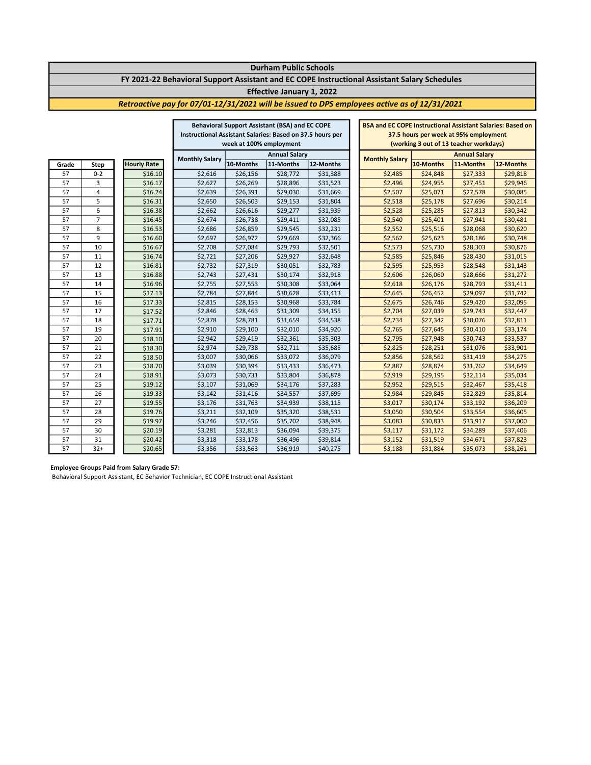**Durham Public Schools**

**FY 2021-22 Behavioral Support Assistant and EC COPE Instructional Assistant Salary Schedules**

**Effective January 1, 2022**

***Retroactive pay for 07/01-12/31/2021 will be issued to DPS employees active as of 12/31/2021***

| | | | Behavioral Support Assistant (BSA) and EC COPE Instructional Assistant Salaries: Based on 37.5 hours per week at 100% employment | | | | BSA and EC COPE Instructional Assistant Salaries: Based on 37.5 hours per week at 95% employment (working 3 out of 13 teacher workdays) | | | |
|---|---|---|---|---|---|---|---|---|---|---|
| | | | Monthly Salary | Annual Salary | | | Monthly Salary | Annual Salary | | |
| Grade | Step | Hourly Rate | | 10-Months | 11-Months | 12-Months | | 10-Months | 11-Months | 12-Months |
| 57 | 0-2 | $16.10 | $2,616 | $26,156 | $28,772 | $31,388 | $2,485 | $24,848 | $27,333 | $29,818 |
| 57 | 3 | $16.17 | $2,627 | $26,269 | $28,896 | $31,523 | $2,496 | $24,955 | $27,451 | $29,946 |
| 57 | 4 | $16.24 | $2,639 | $26,391 | $29,030 | $31,669 | $2,507 | $25,071 | $27,578 | $30,085 |
| 57 | 5 | $16.31 | $2,650 | $26,503 | $29,153 | $31,804 | $2,518 | $25,178 | $27,696 | $30,214 |
| 57 | 6 | $16.38 | $2,662 | $26,616 | $29,277 | $31,939 | $2,528 | $25,285 | $27,813 | $30,342 |
| 57 | 7 | $16.45 | $2,674 | $26,738 | $29,411 | $32,085 | $2,540 | $25,401 | $27,941 | $30,481 |
| 57 | 8 | $16.53 | $2,686 | $26,859 | $29,545 | $32,231 | $2,552 | $25,516 | $28,068 | $30,620 |
| 57 | 9 | $16.60 | $2,697 | $26,972 | $29,669 | $32,366 | $2,562 | $25,623 | $28,186 | $30,748 |
| 57 | 10 | $16.67 | $2,708 | $27,084 | $29,793 | $32,501 | $2,573 | $25,730 | $28,303 | $30,876 |
| 57 | 11 | $16.74 | $2,721 | $27,206 | $29,927 | $32,648 | $2,585 | $25,846 | $28,430 | $31,015 |
| 57 | 12 | $16.81 | $2,732 | $27,319 | $30,051 | $32,783 | $2,595 | $25,953 | $28,548 | $31,143 |
| 57 | 13 | $16.88 | $2,743 | $27,431 | $30,174 | $32,918 | $2,606 | $26,060 | $28,666 | $31,272 |
| 57 | 14 | $16.96 | $2,755 | $27,553 | $30,308 | $33,064 | $2,618 | $26,176 | $28,793 | $31,411 |
| 57 | 15 | $17.13 | $2,784 | $27,844 | $30,628 | $33,413 | $2,645 | $26,452 | $29,097 | $31,742 |
| 57 | 16 | $17.33 | $2,815 | $28,153 | $30,968 | $33,784 | $2,675 | $26,746 | $29,420 | $32,095 |
| 57 | 17 | $17.52 | $2,846 | $28,463 | $31,309 | $34,155 | $2,704 | $27,039 | $29,743 | $32,447 |
| 57 | 18 | $17.71 | $2,878 | $28,781 | $31,659 | $34,538 | $2,734 | $27,342 | $30,076 | $32,811 |
| 57 | 19 | $17.91 | $2,910 | $29,100 | $32,010 | $34,920 | $2,765 | $27,645 | $30,410 | $33,174 |
| 57 | 20 | $18.10 | $2,942 | $29,419 | $32,361 | $35,303 | $2,795 | $27,948 | $30,743 | $33,537 |
| 57 | 21 | $18.30 | $2,974 | $29,738 | $32,711 | $35,685 | $2,825 | $28,251 | $31,076 | $33,901 |
| 57 | 22 | $18.50 | $3,007 | $30,066 | $33,072 | $36,079 | $2,856 | $28,562 | $31,419 | $34,275 |
| 57 | 23 | $18.70 | $3,039 | $30,394 | $33,433 | $36,473 | $2,887 | $28,874 | $31,762 | $34,649 |
| 57 | 24 | $18.91 | $3,073 | $30,731 | $33,804 | $36,878 | $2,919 | $29,195 | $32,114 | $35,034 |
| 57 | 25 | $19.12 | $3,107 | $31,069 | $34,176 | $37,283 | $2,952 | $29,515 | $32,467 | $35,418 |
| 57 | 26 | $19.33 | $3,142 | $31,416 | $34,557 | $37,699 | $2,984 | $29,845 | $32,829 | $35,814 |
| 57 | 27 | $19.55 | $3,176 | $31,763 | $34,939 | $38,115 | $3,017 | $30,174 | $33,192 | $36,209 |
| 57 | 28 | $19.76 | $3,211 | $32,109 | $35,320 | $38,531 | $3,050 | $30,504 | $33,554 | $36,605 |
| 57 | 29 | $19.97 | $3,246 | $32,456 | $35,702 | $38,948 | $3,083 | $30,833 | $33,917 | $37,000 |
| 57 | 30 | $20.19 | $3,281 | $32,813 | $36,094 | $39,375 | $3,117 | $31,172 | $34,289 | $37,406 |
| 57 | 31 | $20.42 | $3,318 | $33,178 | $36,496 | $39,814 | $3,152 | $31,519 | $34,671 | $37,823 |
| 57 | 32+ | $20.65 | $3,356 | $33,563 | $36,919 | $40,275 | $3,188 | $31,884 | $35,073 | $38,261 |

**Employee Groups Paid from Salary Grade 57:**

Behavioral Support Assistant, EC Behavior Technician, EC COPE Instructional Assistant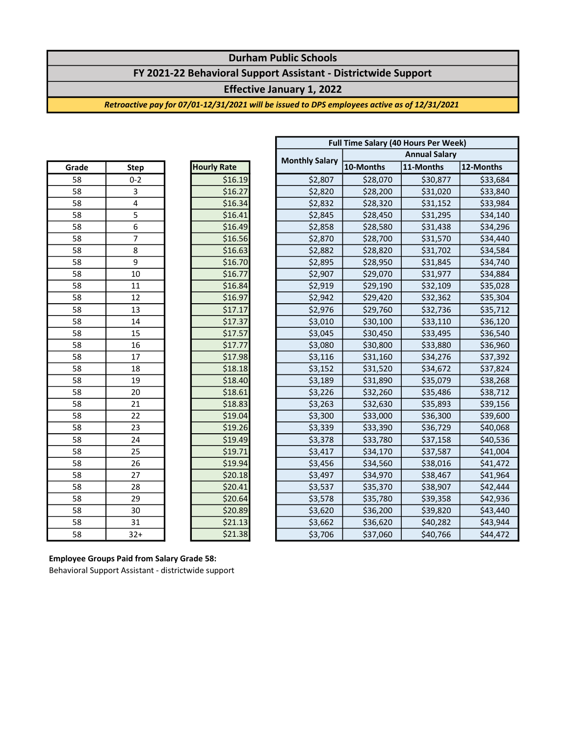# Durham Public Schools

## FY 2021-22 Behavioral Support Assistant - Districtwide Support

### Effective January 1, 2022

***Retroactive pay for 07/01-12/31/2021 will be issued to DPS employees active as of 12/31/2021***

| Grade | Step | Hourly Rate | Full Time Salary (40 Hours Per Week) | | | |
|---|---|---|---|---|---|---|
| | | | Monthly Salary | Annual Salary | | |
| | | | | 10-Months | 11-Months | 12-Months |
| 58 | 0-2 | $16.19 | $2,807 | $28,070 | $30,877 | $33,684 |
| 58 | 3 | $16.27 | $2,820 | $28,200 | $31,020 | $33,840 |
| 58 | 4 | $16.34 | $2,832 | $28,320 | $31,152 | $33,984 |
| 58 | 5 | $16.41 | $2,845 | $28,450 | $31,295 | $34,140 |
| 58 | 6 | $16.49 | $2,858 | $28,580 | $31,438 | $34,296 |
| 58 | 7 | $16.56 | $2,870 | $28,700 | $31,570 | $34,440 |
| 58 | 8 | $16.63 | $2,882 | $28,820 | $31,702 | $34,584 |
| 58 | 9 | $16.70 | $2,895 | $28,950 | $31,845 | $34,740 |
| 58 | 10 | $16.77 | $2,907 | $29,070 | $31,977 | $34,884 |
| 58 | 11 | $16.84 | $2,919 | $29,190 | $32,109 | $35,028 |
| 58 | 12 | $16.97 | $2,942 | $29,420 | $32,362 | $35,304 |
| 58 | 13 | $17.17 | $2,976 | $29,760 | $32,736 | $35,712 |
| 58 | 14 | $17.37 | $3,010 | $30,100 | $33,110 | $36,120 |
| 58 | 15 | $17.57 | $3,045 | $30,450 | $33,495 | $36,540 |
| 58 | 16 | $17.77 | $3,080 | $30,800 | $33,880 | $36,960 |
| 58 | 17 | $17.98 | $3,116 | $31,160 | $34,276 | $37,392 |
| 58 | 18 | $18.18 | $3,152 | $31,520 | $34,672 | $37,824 |
| 58 | 19 | $18.40 | $3,189 | $31,890 | $35,079 | $38,268 |
| 58 | 20 | $18.61 | $3,226 | $32,260 | $35,486 | $38,712 |
| 58 | 21 | $18.83 | $3,263 | $32,630 | $35,893 | $39,156 |
| 58 | 22 | $19.04 | $3,300 | $33,000 | $36,300 | $39,600 |
| 58 | 23 | $19.26 | $3,339 | $33,390 | $36,729 | $40,068 |
| 58 | 24 | $19.49 | $3,378 | $33,780 | $37,158 | $40,536 |
| 58 | 25 | $19.71 | $3,417 | $34,170 | $37,587 | $41,004 |
| 58 | 26 | $19.94 | $3,456 | $34,560 | $38,016 | $41,472 |
| 58 | 27 | $20.18 | $3,497 | $34,970 | $38,467 | $41,964 |
| 58 | 28 | $20.41 | $3,537 | $35,370 | $38,907 | $42,444 |
| 58 | 29 | $20.64 | $3,578 | $35,780 | $39,358 | $42,936 |
| 58 | 30 | $20.89 | $3,620 | $36,200 | $39,820 | $43,440 |
| 58 | 31 | $21.13 | $3,662 | $36,620 | $40,282 | $43,944 |
| 58 | 32+ | $21.38 | $3,706 | $37,060 | $40,766 | $44,472 |

**Employee Groups Paid from Salary Grade 58:**
Behavioral Support Assistant - districtwide support